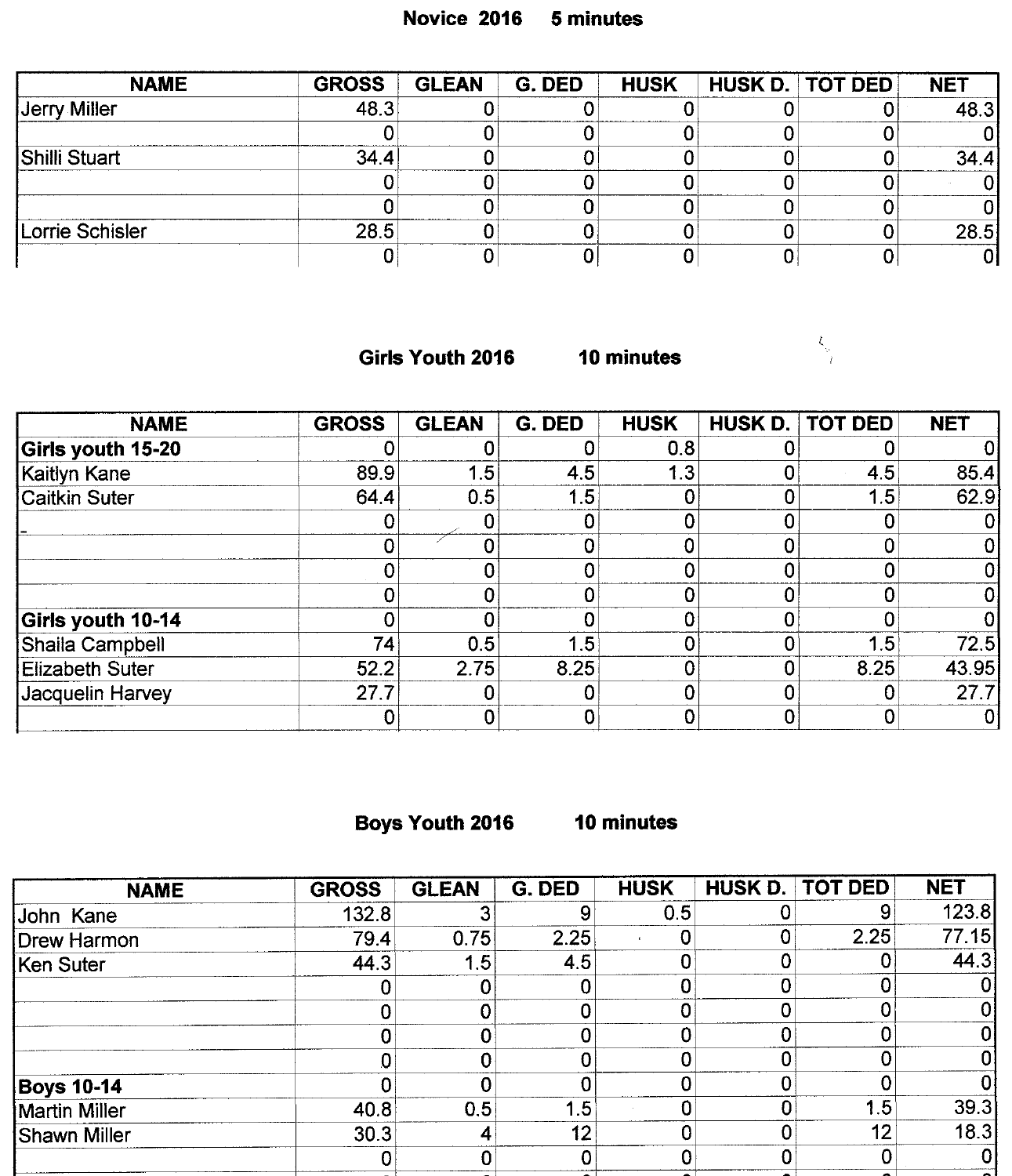**Novice 2016 5 minutes**

| NAME | GROSS | GLEAN | G. DED | HUSK | HUSK D. | TOT DED | NET |
|---|---|---|---|---|---|---|---|
| Jerry Miller | 48.3 | 0 | 0 | 0 | 0 | 0 | 48.3 |
| | 0 | 0 | 0 | 0 | 0 | 0 | 0 |
| Shilli Stuart | 34.4 | 0 | 0 | 0 | 0 | 0 | 34.4 |
| | 0 | 0 | 0 | 0 | 0 | 0 | 0 |
| | 0 | 0 | 0 | 0 | 0 | 0 | 0 |
| Lorrie Schisler | 28.5 | 0 | 0 | 0 | 0 | 0 | 28.5 |
| | 0 | 0 | 0 | 0 | 0 | 0 | 0 |

**Girls Youth 2016 10 minutes**

| NAME | GROSS | GLEAN | G. DED | HUSK | HUSK D. | TOT DED | NET |
|---|---|---|---|---|---|---|---|
| **Girls youth 15-20** | 0 | 0 | 0 | 0.8 | 0 | 0 | 0 |
| Kaitlyn Kane | 89.9 | 1.5 | 4.5 | 1.3 | 0 | 4.5 | 85.4 |
| Caitkin Suter | 64.4 | 0.5 | 1.5 | 0 | 0 | 1.5 | 62.9 |
| - | 0 | 0 | 0 | 0 | 0 | 0 | 0 |
| | 0 | 0 | 0 | 0 | 0 | 0 | 0 |
| | 0 | 0 | 0 | 0 | 0 | 0 | 0 |
| | 0 | 0 | 0 | 0 | 0 | 0 | 0 |
| **Girls youth 10-14** | 0 | 0 | 0 | 0 | 0 | 0 | 0 |
| Shaila Campbell | 74 | 0.5 | 1.5 | 0 | 0 | 1.5 | 72.5 |
| Elizabeth Suter | 52.2 | 2.75 | 8.25 | 0 | 0 | 8.25 | 43.95 |
| Jacquelin Harvey | 27.7 | 0 | 0 | 0 | 0 | 0 | 27.7 |
| | 0 | 0 | 0 | 0 | 0 | 0 | 0 |

**Boys Youth 2016 10 minutes**

| NAME | GROSS | GLEAN | G. DED | HUSK | HUSK D. | TOT DED | NET |
|---|---|---|---|---|---|---|---|
| John Kane | 132.8 | 3 | 9 | 0.5 | 0 | 9 | 123.8 |
| Drew Harmon | 79.4 | 0.75 | 2.25 | 0 | 0 | 2.25 | 77.15 |
| Ken Suter | 44.3 | 1.5 | 4.5 | 0 | 0 | 0 | 44.3 |
| | 0 | 0 | 0 | 0 | 0 | 0 | 0 |
| | 0 | 0 | 0 | 0 | 0 | 0 | 0 |
| | 0 | 0 | 0 | 0 | 0 | 0 | 0 |
| | 0 | 0 | 0 | 0 | 0 | 0 | 0 |
| **Boys 10-14** | 0 | 0 | 0 | 0 | 0 | 0 | 0 |
| Martin Miller | 40.8 | 0.5 | 1.5 | 0 | 0 | 1.5 | 39.3 |
| Shawn Miller | 30.3 | 4 | 12 | 0 | 0 | 12 | 18.3 |
| | 0 | 0 | 0 | 0 | 0 | 0 | 0 |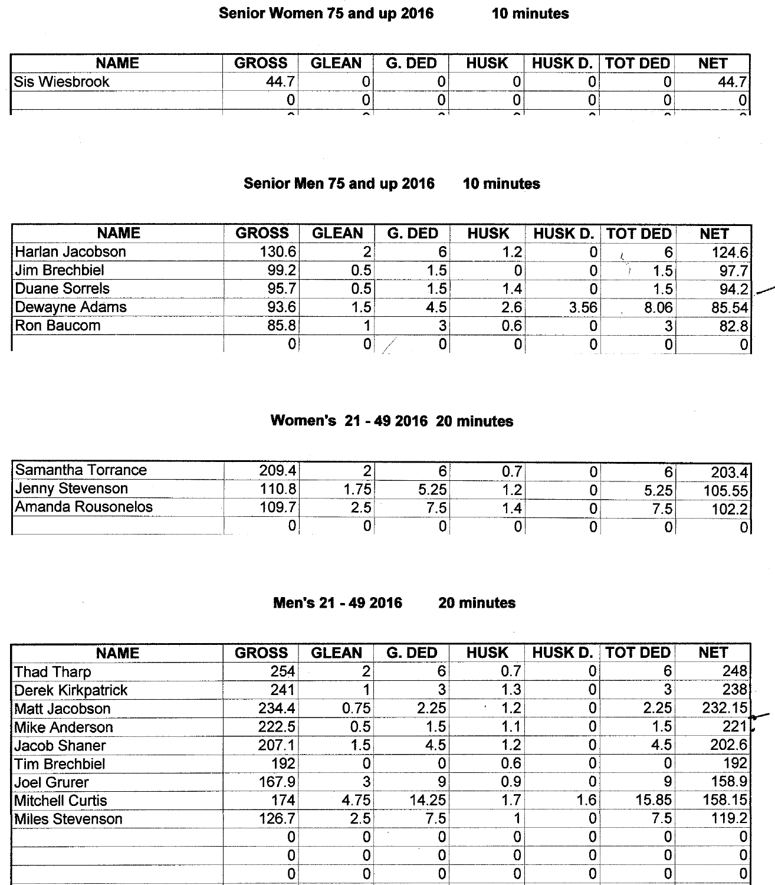**Senior Women 75 and up 2016 10 minutes**

| NAME | GROSS | GLEAN | G. DED | HUSK | HUSK D. | TOT DED | NET |
|---|---|---|---|---|---|---|---|
| Sis Wiesbrook | 44.7 | 0 | 0 | 0 | 0 | 0 | 44.7 |
| | 0 | 0 | 0 | 0 | 0 | 0 | 0 |

**Senior Men 75 and up 2016 10 minutes**

| NAME | GROSS | GLEAN | G. DED | HUSK | HUSK D. | TOT DED | NET |
|---|---|---|---|---|---|---|---|
| Harlan Jacobson | 130.6 | 2 | 6 | 1.2 | 0 | 6 | 124.6 |
| Jim Brechbiel | 99.2 | 0.5 | 1.5 | 0 | 0 | 1.5 | 97.7 |
| Duane Sorrels | 95.7 | 0.5 | 1.5 | 1.4 | 0 | 1.5 | 94.2 |
| Dewayne Adams | 93.6 | 1.5 | 4.5 | 2.6 | 3.56 | 8.06 | 85.54 |
| Ron Baucom | 85.8 | 1 | 3 | 0.6 | 0 | 3 | 82.8 |
| | 0 | 0 | 0 | 0 | 0 | 0 | 0 |

**Women's 21 - 49 2016 20 minutes**

| | | | | | | | |
|---|---|---|---|---|---|---|---|
| Samantha Torrance | 209.4 | 2 | 6 | 0.7 | 0 | 6 | 203.4 |
| Jenny Stevenson | 110.8 | 1.75 | 5.25 | 1.2 | 0 | 5.25 | 105.55 |
| Amanda Rousonelos | 109.7 | 2.5 | 7.5 | 1.4 | 0 | 7.5 | 102.2 |
| | 0 | 0 | 0 | 0 | 0 | 0 | 0 |

**Men's 21 - 49 2016 20 minutes**

| NAME | GROSS | GLEAN | G. DED | HUSK | HUSK D. | TOT DED | NET |
|---|---|---|---|---|---|---|---|
| Thad Tharp | 254 | 2 | 6 | 0.7 | 0 | 6 | 248 |
| Derek Kirkpatrick | 241 | 1 | 3 | 1.3 | 0 | 3 | 238 |
| Matt Jacobson | 234.4 | 0.75 | 2.25 | 1.2 | 0 | 2.25 | 232.15 |
| Mike Anderson | 222.5 | 0.5 | 1.5 | 1.1 | 0 | 1.5 | 221 |
| Jacob Shaner | 207.1 | 1.5 | 4.5 | 1.2 | 0 | 4.5 | 202.6 |
| Tim Brechbiel | 192 | 0 | 0 | 0.6 | 0 | 0 | 192 |
| Joel Grurer | 167.9 | 3 | 9 | 0.9 | 0 | 9 | 158.9 |
| Mitchell Curtis | 174 | 4.75 | 14.25 | 1.7 | 1.6 | 15.85 | 158.15 |
| Miles Stevenson | 126.7 | 2.5 | 7.5 | 1 | 0 | 7.5 | 119.2 |
| | 0 | 0 | 0 | 0 | 0 | 0 | 0 |
| | 0 | 0 | 0 | 0 | 0 | 0 | 0 |
| | 0 | 0 | 0 | 0 | 0 | 0 | 0 |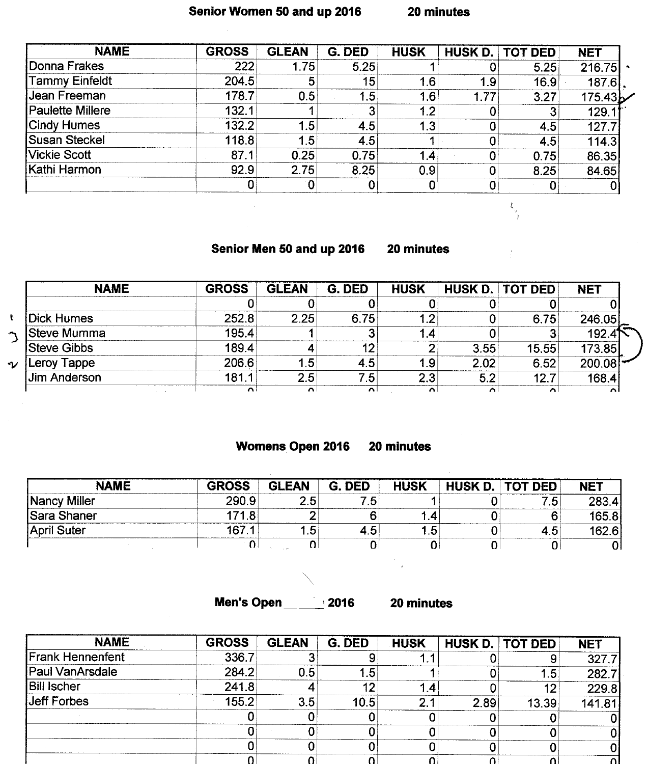## Senior Women 50 and up 2016 20 minutes

| NAME | GROSS | GLEAN | G. DED | HUSK | HUSK D. | TOT DED | NET |
|---|---|---|---|---|---|---|---|
| Donna Frakes | 222 | 1.75 | 5.25 | 1 | 0 | 5.25 | 216.75 |
| Tammy Einfeldt | 204.5 | 5 | 15 | 1.6 | 1.9 | 16.9 | 187.6 |
| Jean Freeman | 178.7 | 0.5 | 1.5 | 1.6 | 1.77 | 3.27 | 175.43 |
| Paulette Millere | 132.1 | 1 | 3 | 1.2 | 0 | 3 | 129.1 |
| Cindy Humes | 132.2 | 1.5 | 4.5 | 1.3 | 0 | 4.5 | 127.7 |
| Susan Steckel | 118.8 | 1.5 | 4.5 | 1 | 0 | 4.5 | 114.3 |
| Vickie Scott | 87.1 | 0.25 | 0.75 | 1.4 | 0 | 0.75 | 86.35 |
| Kathi Harmon | 92.9 | 2.75 | 8.25 | 0.9 | 0 | 8.25 | 84.65 |
| | 0 | 0 | 0 | 0 | 0 | 0 | 0 |

## Senior Men 50 and up 2016 20 minutes

| NAME | GROSS | GLEAN | G. DED | HUSK | HUSK D. | TOT DED | NET |
|---|---|---|---|---|---|---|---|
| | 0 | 0 | 0 | 0 | 0 | 0 | 0 |
| Dick Humes | 252.8 | 2.25 | 6.75 | 1.2 | 0 | 6.75 | 246.05 |
| Steve Mumma | 195.4 | 1 | 3 | 1.4 | 0 | 3 | 192.4 |
| Steve Gibbs | 189.4 | 4 | 12 | 2 | 3.55 | 15.55 | 173.85 |
| Leroy Tappe | 206.6 | 1.5 | 4.5 | 1.9 | 2.02 | 6.52 | 200.08 |
| Jim Anderson | 181.1 | 2.5 | 7.5 | 2.3 | 5.2 | 12.7 | 168.4 |
| | 0 | 0 | 0 | 0 | 0 | 0 | 0 |

## Womens Open 2016 20 minutes

| NAME | GROSS | GLEAN | G. DED | HUSK | HUSK D. | TOT DED | NET |
|---|---|---|---|---|---|---|---|
| Nancy Miller | 290.9 | 2.5 | 7.5 | 1 | 0 | 7.5 | 283.4 |
| Sara Shaner | 171.8 | 2 | 6 | 1.4 | 0 | 6 | 165.8 |
| April Suter | 167.1 | 1.5 | 4.5 | 1.5 | 0 | 4.5 | 162.6 |
| | 0 | 0 | 0 | 0 | 0 | 0 | 0 |

## Men's Open 2016 20 minutes

| NAME | GROSS | GLEAN | G. DED | HUSK | HUSK D. | TOT DED | NET |
|---|---|---|---|---|---|---|---|
| Frank Hennenfent | 336.7 | 3 | 9 | 1.1 | 0 | 9 | 327.7 |
| Paul VanArsdale | 284.2 | 0.5 | 1.5 | 1 | 0 | 1.5 | 282.7 |
| Bill Ischer | 241.8 | 4 | 12 | 1.4 | 0 | 12 | 229.8 |
| Jeff Forbes | 155.2 | 3.5 | 10.5 | 2.1 | 2.89 | 13.39 | 141.81 |
| | 0 | 0 | 0 | 0 | 0 | 0 | 0 |
| | 0 | 0 | 0 | 0 | 0 | 0 | 0 |
| | 0 | 0 | 0 | 0 | 0 | 0 | 0 |
| | 0 | 0 | 0 | 0 | 0 | 0 | 0 |